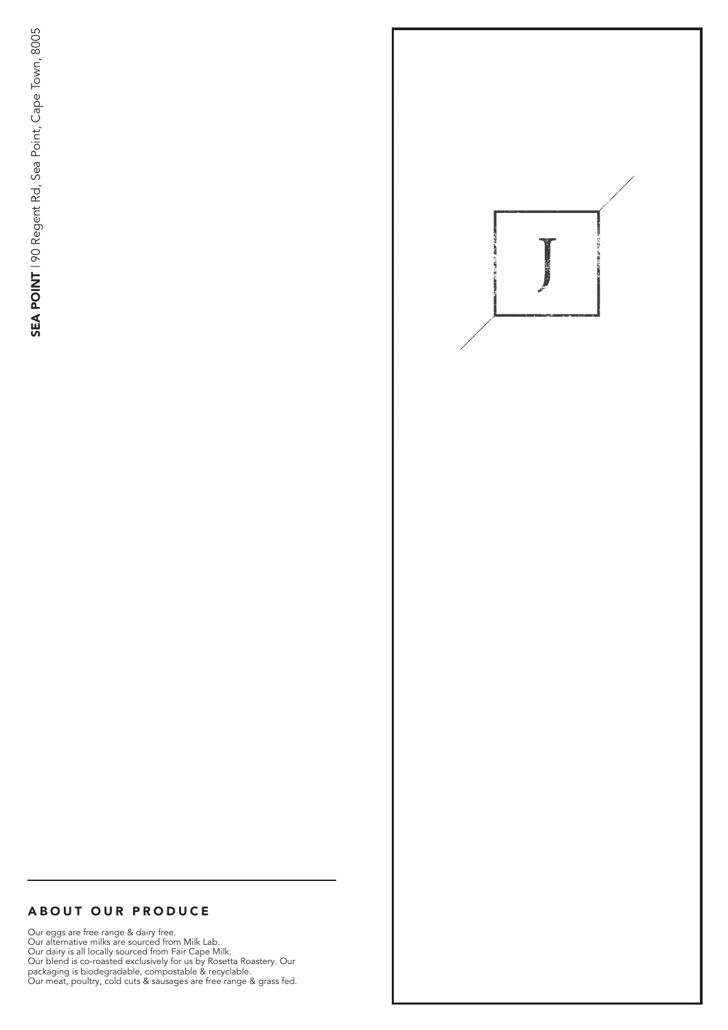**SEA POINT** | 90 Regent Rd, Sea Point, Cape Town, 8005

## ABOUT OUR PRODUCE

Our eggs are free range & dairy free.
Our alternative milks are sourced from Milk Lab.
Our dairy is all locally sourced from Fair Cape Milk.
Our blend is co-roasted exclusively for us by Rosetta Roastery. Our packaging is biodegradable, compostable & recyclable.
Our meat, poultry, cold cuts & sausages are free range & grass fed.

J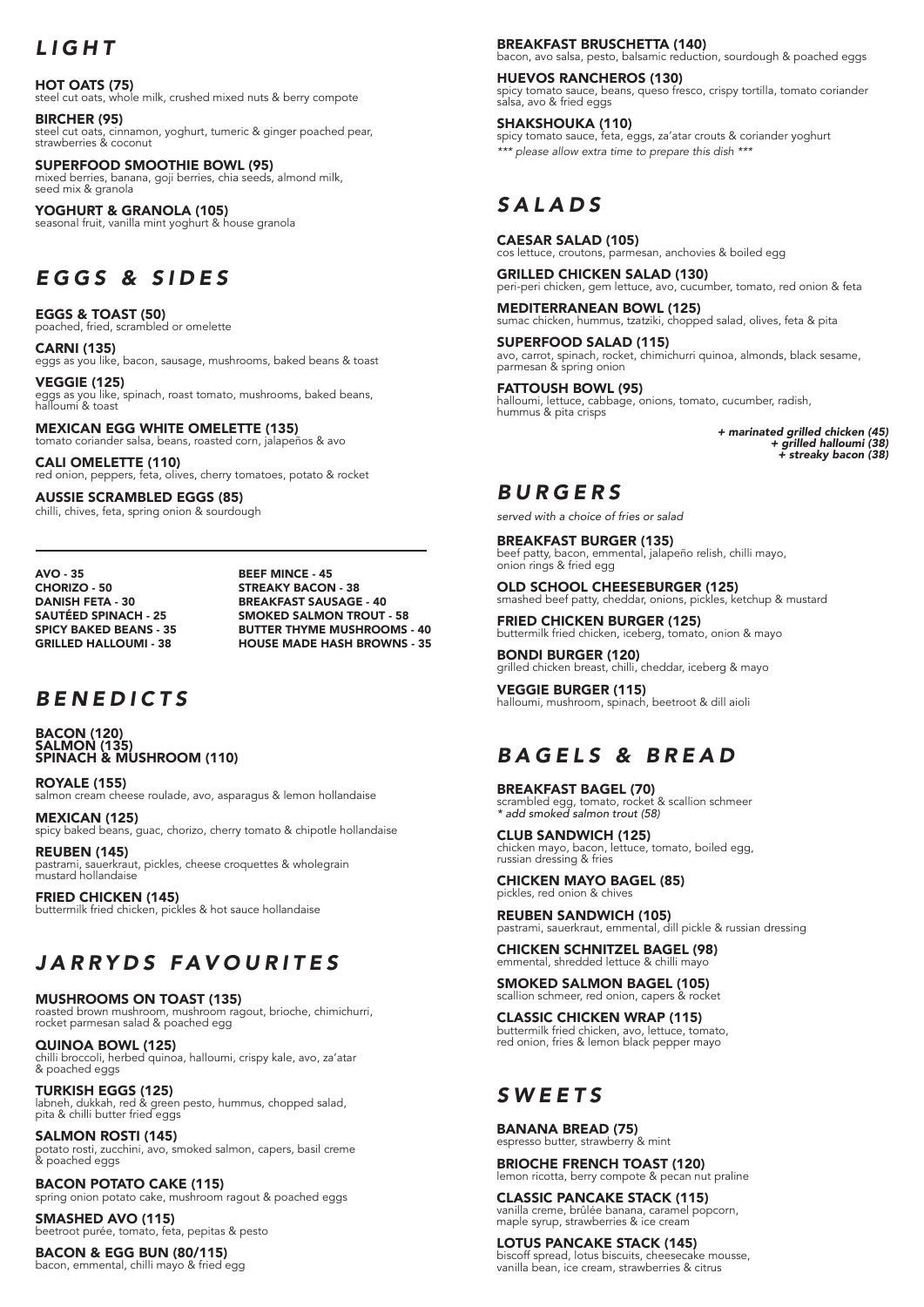## *LIGHT*

**HOT OATS (75)**
steel cut oats, whole milk, crushed mixed nuts & berry compote

**BIRCHER (95)**
steel cut oats, cinnamon, yoghurt, tumeric & ginger poached pear, strawberries & coconut

**SUPERFOOD SMOOTHIE BOWL (95)**
mixed berries, banana, goji berries, chia seeds, almond milk, seed mix & granola

**YOGHURT & GRANOLA (105)**
seasonal fruit, vanilla mint yoghurt & house granola

## *EGGS & SIDES*

**EGGS & TOAST (50)**
poached, fried, scrambled or omelette

**CARNI (135)**
eggs as you like, bacon, sausage, mushrooms, baked beans & toast

**VEGGIE (125)**
eggs as you like, spinach, roast tomato, mushrooms, baked beans, halloumi & toast

**MEXICAN EGG WHITE OMELETTE (135)**
tomato coriander salsa, beans, roasted corn, jalapeños & avo

**CALI OMELETTE (110)**
red onion, peppers, feta, olives, cherry tomatoes, potato & rocket

**AUSSIE SCRAMBLED EGGS (85)**
chilli, chives, feta, spring onion & sourdough

---

**AVO - 35**
**CHORIZO - 50**
**DANISH FETA - 30**
**SAUTÉED SPINACH - 25**
**SPICY BAKED BEANS - 35**
**GRILLED HALLOUMI - 38**
**BEEF MINCE - 45**
**STREAKY BACON - 38**
**BREAKFAST SAUSAGE - 40**
**SMOKED SALMON TROUT - 58**
**BUTTER THYME MUSHROOMS - 40**
**HOUSE MADE HASH BROWNS - 35**

## *BENEDICTS*

**BACON (120)**
**SALMON (135)**
**SPINACH & MUSHROOM (110)**

**ROYALE (155)**
salmon cream cheese roulade, avo, asparagus & lemon hollandaise

**MEXICAN (125)**
spicy baked beans, guac, chorizo, cherry tomato & chipotle hollandaise

**REUBEN (145)**
pastrami, sauerkraut, pickles, cheese croquettes & wholegrain mustard hollandaise

**FRIED CHICKEN (145)**
buttermilk fried chicken, pickles & hot sauce hollandaise

## *JARRYDS FAVOURITES*

**MUSHROOMS ON TOAST (135)**
roasted brown mushroom, mushroom ragout, brioche, chimichurri, rocket parmesan salad & poached egg

**QUINOA BOWL (125)**
chilli broccoli, herbed quinoa, halloumi, crispy kale, avo, za'atar & poached eggs

**TURKISH EGGS (125)**
labneh, dukkah, red & green pesto, hummus, chopped salad, pita & chilli butter fried eggs

**SALMON ROSTI (145)**
potato rosti, zucchini, avo, smoked salmon, capers, basil creme & poached eggs

**BACON POTATO CAKE (115)**
spring onion potato cake, mushroom ragout & poached eggs

**SMASHED AVO (115)**
beetroot purée, tomato, feta, pepitas & pesto

**BACON & EGG BUN (80/115)**
bacon, emmental, chilli mayo & fried egg

**BREAKFAST BRUSCHETTA (140)**
bacon, avo salsa, pesto, balsamic reduction, sourdough & poached eggs

**HUEVOS RANCHEROS (130)**
spicy tomato sauce, beans, queso fresco, crispy tortilla, tomato coriander salsa, avo & fried eggs

**SHAKSHOUKA (110)**
spicy tomato sauce, feta, eggs, za'atar crouts & coriander yoghurt
*\*\*\* please allow extra time to prepare this dish \*\*\**

## *SALADS*

**CAESAR SALAD (105)**
cos lettuce, croutons, parmesan, anchovies & boiled egg

**GRILLED CHICKEN SALAD (130)**
peri-peri chicken, gem lettuce, avo, cucumber, tomato, red onion & feta

**MEDITERRANEAN BOWL (125)**
sumac chicken, hummus, tzatziki, chopped salad, olives, feta & pita

**SUPERFOOD SALAD (115)**
avo, carrot, spinach, rocket, chimichurri quinoa, almonds, black sesame, parmesan & spring onion

**FATTOUSH BOWL (95)**
halloumi, lettuce, cabbage, onions, tomato, cucumber, radish, hummus & pita crisps

*+ marinated grilled chicken (45)*
*+ grilled halloumi (38)*
*+ streaky bacon (38)*

## *BURGERS*

*served with a choice of fries or salad*

**BREAKFAST BURGER (135)**
beef patty, bacon, emmental, jalapeño relish, chilli mayo, onion rings & fried egg

**OLD SCHOOL CHEESEBURGER (125)**
smashed beef patty, cheddar, onions, pickles, ketchup & mustard

**FRIED CHICKEN BURGER (125)**
buttermilk fried chicken, iceberg, tomato, onion & mayo

**BONDI BURGER (120)**
grilled chicken breast, chilli, cheddar, iceberg & mayo

**VEGGIE BURGER (115)**
halloumi, mushroom, spinach, beetroot & dill aioli

## *BAGELS & BREAD*

**BREAKFAST BAGEL (70)**
scrambled egg, tomato, rocket & scallion schmeer
*\* add smoked salmon trout (58)*

**CLUB SANDWICH (125)**
chicken mayo, bacon, lettuce, tomato, boiled egg, russian dressing & fries

**CHICKEN MAYO BAGEL (85)**
pickles, red onion & chives

**REUBEN SANDWICH (105)**
pastrami, sauerkraut, emmental, dill pickle & russian dressing

**CHICKEN SCHNITZEL BAGEL (98)**
emmental, shredded lettuce & chilli mayo

**SMOKED SALMON BAGEL (105)**
scallion schmeer, red onion, capers & rocket

**CLASSIC CHICKEN WRAP (115)**
buttermilk fried chicken, avo, lettuce, tomato, red onion, fries & lemon black pepper mayo

## *SWEETS*

**BANANA BREAD (75)**
espresso butter, strawberry & mint

**BRIOCHE FRENCH TOAST (120)**
lemon ricotta, berry compote & pecan nut praline

**CLASSIC PANCAKE STACK (115)**
vanilla creme, brûlée banana, caramel popcorn, maple syrup, strawberries & ice cream

**LOTUS PANCAKE STACK (145)**
biscoff spread, lotus biscuits, cheesecake mousse, vanilla bean, ice cream, strawberries & citrus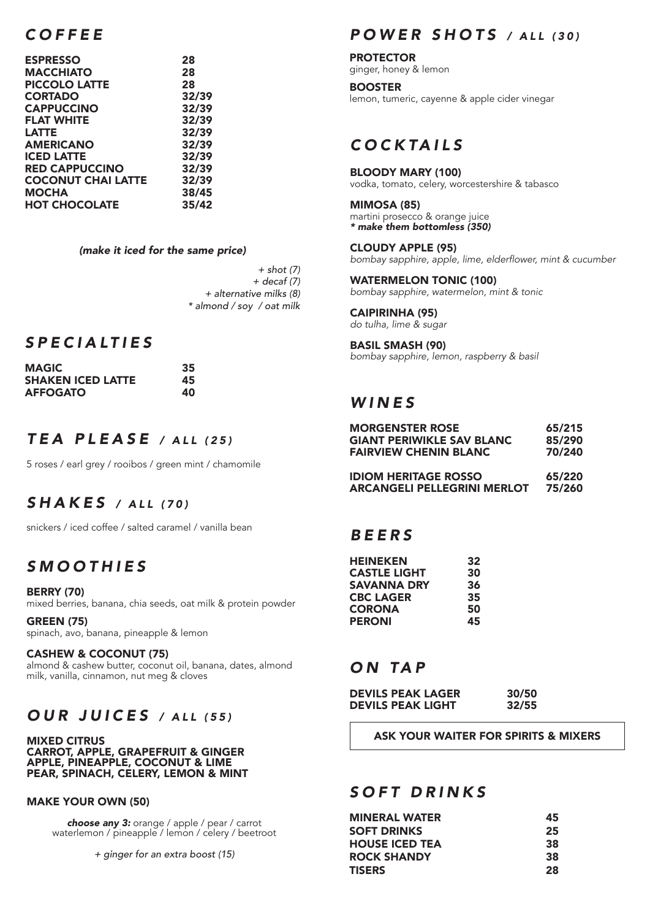## *COFFEE*

| | |
|---|---|
| **ESPRESSO** | **28** |
| **MACCHIATO** | **28** |
| **PICCOLO LATTE** | **28** |
| **CORTADO** | **32/39** |
| **CAPPUCCINO** | **32/39** |
| **FLAT WHITE** | **32/39** |
| **LATTE** | **32/39** |
| **AMERICANO** | **32/39** |
| **ICED LATTE** | **32/39** |
| **RED CAPPUCCINO** | **32/39** |
| **COCONUT CHAI LATTE** | **32/39** |
| **MOCHA** | **38/45** |
| **HOT CHOCOLATE** | **35/42** |

***(make it iced for the same price)***

*+ shot (7)*
*+ decaf (7)*
*+ alternative milks (8)*
* almond / soy / oat milk

## *SPECIALTIES*

| | |
|---|---|
| **MAGIC** | **35** |
| **SHAKEN ICED LATTE** | **45** |
| **AFFOGATO** | **40** |

## *TEA PLEASE / ALL (25)*

5 roses / earl grey / rooibos / green mint / chamomile

## *SHAKES / ALL (70)*

snickers / iced coffee / salted caramel / vanilla bean

## *SMOOTHIES*

**BERRY (70)**
mixed berries, banana, chia seeds, oat milk & protein powder

**GREEN (75)**
spinach, avo, banana, pineapple & lemon

**CASHEW & COCONUT (75)**
almond & cashew butter, coconut oil, banana, dates, almond milk, vanilla, cinnamon, nut meg & cloves

## *OUR JUICES / ALL (55)*

**MIXED CITRUS**
**CARROT, APPLE, GRAPEFRUIT & GINGER**
**APPLE, PINEAPPLE, COCONUT & LIME**
**PEAR, SPINACH, CELERY, LEMON & MINT**

**MAKE YOUR OWN (50)**

***choose any 3:*** orange / apple / pear / carrot waterlemon / pineapple / lemon / celery / beetroot

*+ ginger for an extra boost (15)*

## *POWER SHOTS / ALL (30)*

**PROTECTOR**
ginger, honey & lemon

**BOOSTER**
lemon, tumeric, cayenne & apple cider vinegar

## *COCKTAILS*

**BLOODY MARY (100)**
vodka, tomato, celery, worcestershire & tabasco

**MIMOSA (85)**
martini prosecco & orange juice
***\* make them bottomless (350)***

**CLOUDY APPLE (95)**
*bombay sapphire, apple, lime, elderflower, mint & cucumber*

**WATERMELON TONIC (100)**
*bombay sapphire, watermelon, mint & tonic*

**CAIPIRINHA (95)**
*do tulha, lime & sugar*

**BASIL SMASH (90)**
*bombay sapphire, lemon, raspberry & basil*

## *WINES*

| | |
|---|---|
| **MORGENSTER ROSE** | **65/215** |
| **GIANT PERIWIKLE SAV BLANC** | **85/290** |
| **FAIRVIEW CHENIN BLANC** | **70/240** |
| **IDIOM HERITAGE ROSSO** | **65/220** |
| **ARCANGELI PELLEGRINI MERLOT** | **75/260** |

## *BEERS*

| | |
|---|---|
| **HEINEKEN** | **32** |
| **CASTLE LIGHT** | **30** |
| **SAVANNA DRY** | **36** |
| **CBC LAGER** | **35** |
| **CORONA** | **50** |
| **PERONI** | **45** |

## *ON TAP*

| | |
|---|---|
| **DEVILS PEAK LAGER** | **30/50** |
| **DEVILS PEAK LIGHT** | **32/55** |

**ASK YOUR WAITER FOR SPIRITS & MIXERS**

## *SOFT DRINKS*

| | |
|---|---|
| **MINERAL WATER** | **45** |
| **SOFT DRINKS** | **25** |
| **HOUSE ICED TEA** | **38** |
| **ROCK SHANDY** | **38** |
| **TISERS** | **28** |